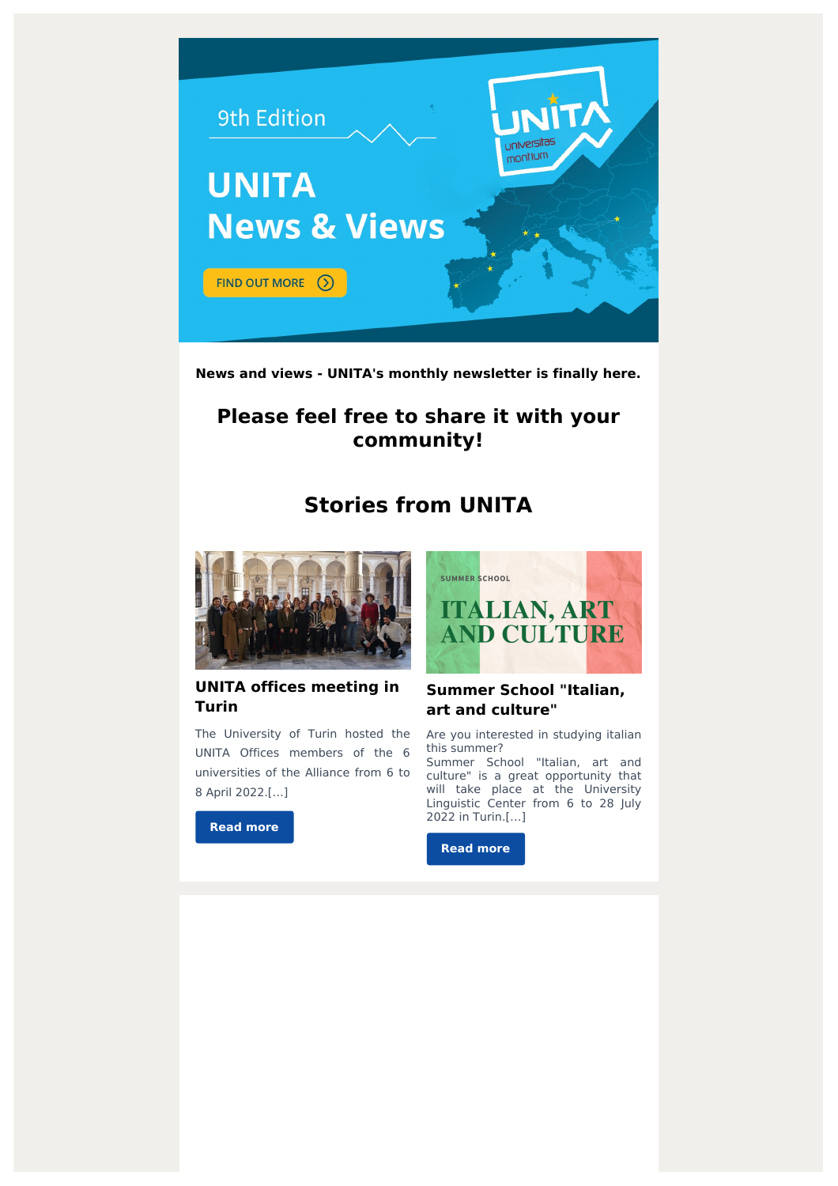9th Edition

# UNITA News & Views

FIND OUT MORE

**News and views - UNITA's monthly newsletter is finally here.**

## Please feel free to share it with your community!

## Stories from UNITA

### UNITA offices meeting in Turin

The University of Turin hosted the UNITA Offices members of the 6 universities of the Alliance from 6 to 8 April 2022.[...]

Read more

### Summer School "Italian, art and culture"

Are you interested in studying italian this summer?
Summer School "Italian, art and culture" is a great opportunity that will take place at the University Linguistic Center from 6 to 28 July 2022 in Turin.[...]

Read more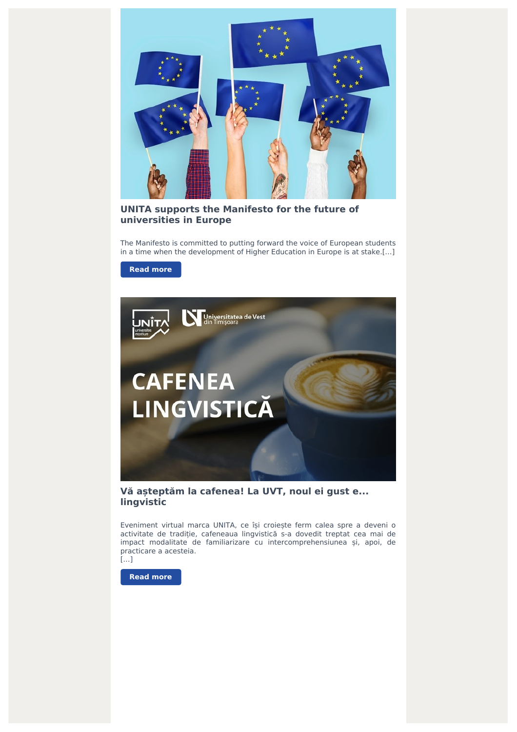## UNITA supports the Manifesto for the future of universities in Europe

The Manifesto is committed to putting forward the voice of European students in a time when the development of Higher Education in Europe is at stake.[...]

Read more

## Vă așteptăm la cafenea! La UVT, noul ei gust e... lingvistic

Eveniment virtual marca UNITA, ce își croiește ferm calea spre a deveni o activitate de tradiție, cafeneaua lingvistică s-a dovedit treptat cea mai de impact modalitate de familiarizare cu intercomprehensiunea și, apoi, de practicare a acesteia.
[...]

Read more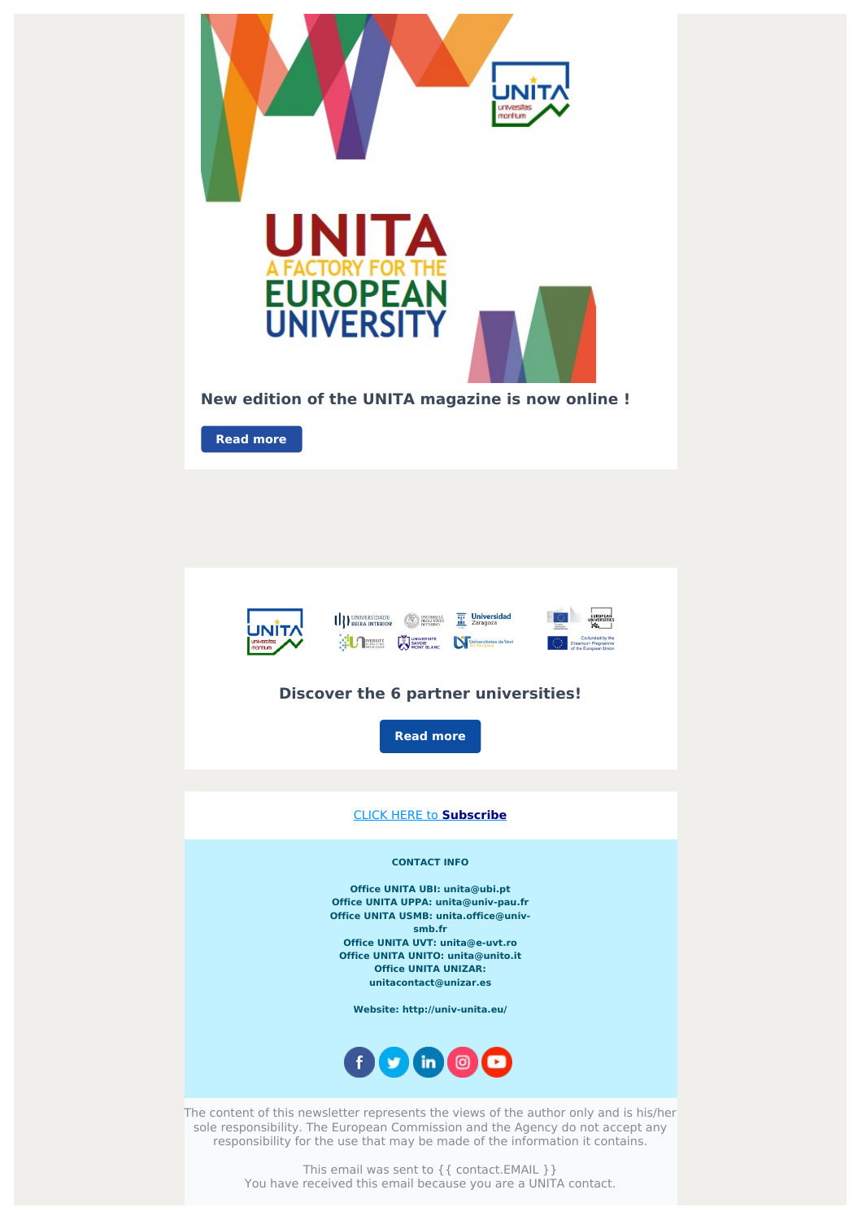**New edition of the UNITA magazine is now online !**

Read more

**Discover the 6 partner universities!**

Read more

CLICK HERE to **Subscribe**

**CONTACT INFO**

**Office UNITA UBI: unita@ubi.pt**
**Office UNITA UPPA: unita@univ-pau.fr**
**Office UNITA USMB: unita.office@univ-smb.fr**
**Office UNITA UVT: unita@e-uvt.ro**
**Office UNITA UNITO: unita@unito.it**
**Office UNITA UNIZAR: unitacontact@unizar.es**

**Website: http://univ-unita.eu/**

The content of this newsletter represents the views of the author only and is his/her sole responsibility. The European Commission and the Agency do not accept any responsibility for the use that may be made of the information it contains.

This email was sent to {{ contact.EMAIL }}
You have received this email because you are a UNITA contact.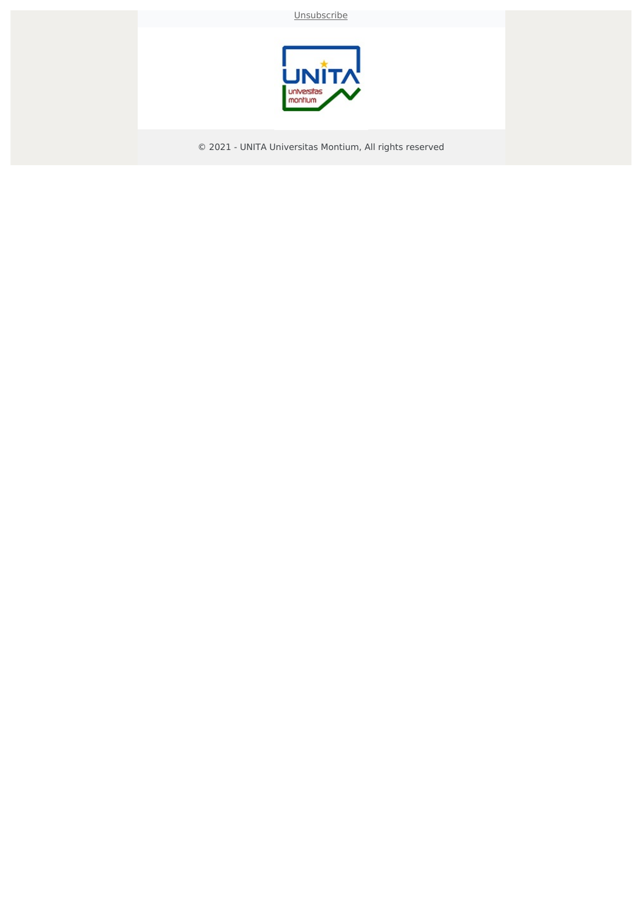Unsubscribe

© 2021 - UNITA Universitas Montium, All rights reserved